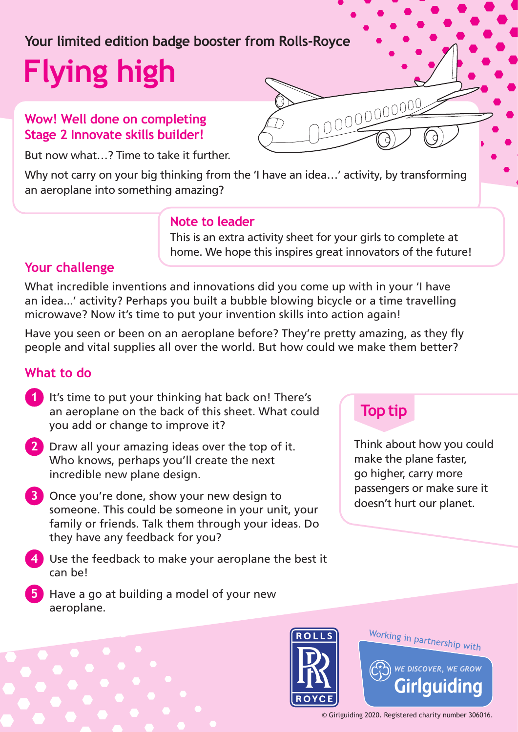Your limited edition badge booster from Rolls-Royce

# Flying high

## Wow! Well done on completing Stage 2 Innovate skills builder!

But now what…? Time to take it further.

Why not carry on your big thinking from the 'I have an idea…' activity, by transforming an aeroplane into something amazing?

### Note to leader

This is an extra activity sheet for your girls to complete at home. We hope this inspires great innovators of the future!

## Your challenge

What incredible inventions and innovations did you come up with in your 'I have an idea...' activity? Perhaps you built a bubble blowing bicycle or a time travelling microwave? Now it's time to put your invention skills into action again!

Have you seen or been on an aeroplane before? They're pretty amazing, as they fly people and vital supplies all over the world. But how could we make them better?

## What to do

1. It's time to put your thinking hat back on! There's an aeroplane on the back of this sheet. What could you add or change to improve it?
2. Draw all your amazing ideas over the top of it. Who knows, perhaps you'll create the next incredible new plane design.
3. Once you're done, show your new design to someone. This could be someone in your unit, your family or friends. Talk them through your ideas. Do they have any feedback for you?
4. Use the feedback to make your aeroplane the best it can be!
5. Have a go at building a model of your new aeroplane.

### Top tip

Think about how you could make the plane faster, go higher, carry more passengers or make sure it doesn't hurt our planet.

ROLLS ROYCE

Working in partnership with

WE DISCOVER, WE GROW
Girlguiding

© Girlguiding 2020. Registered charity number 306016.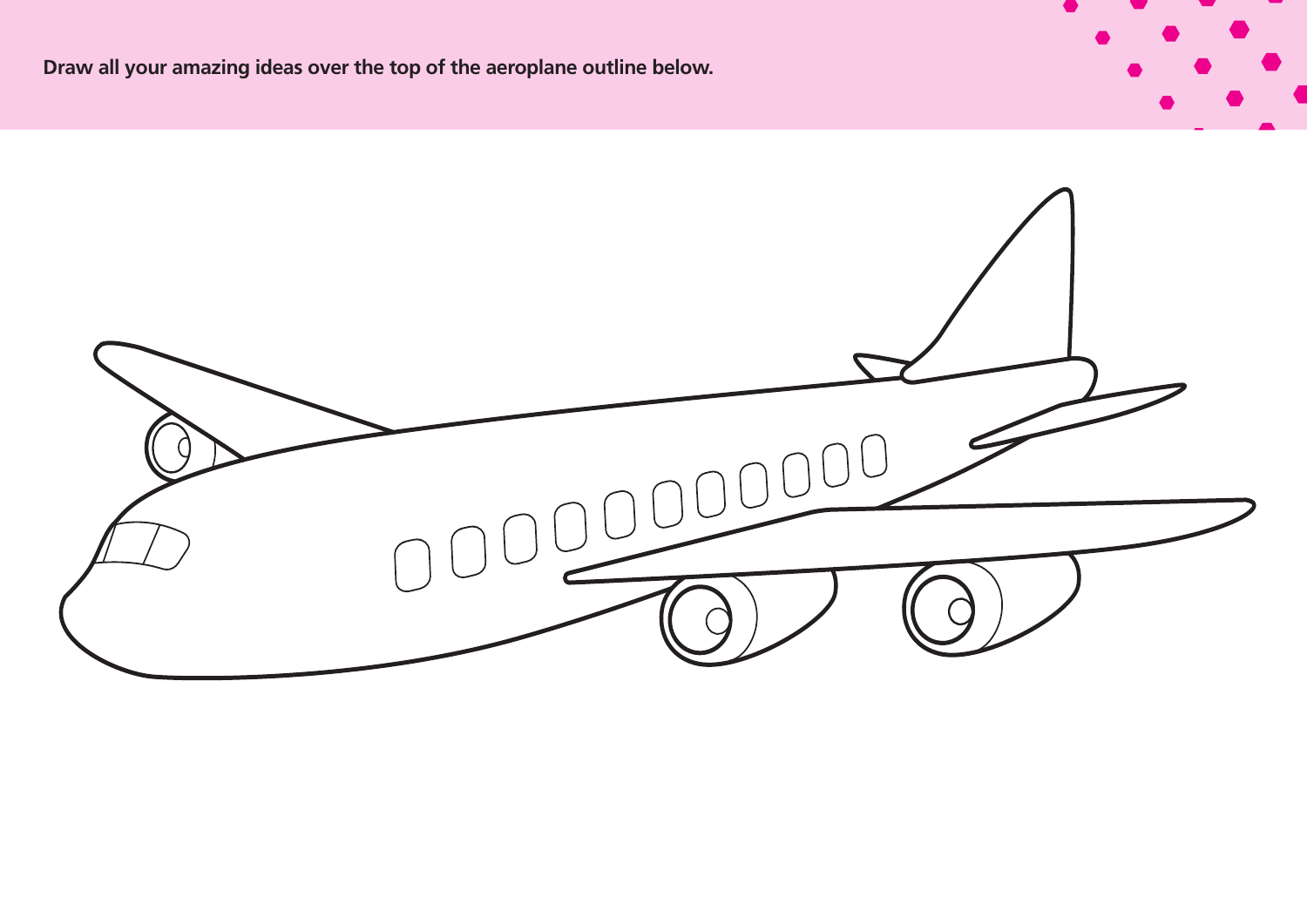**Draw all your amazing ideas over the top of the aeroplane outline below.**